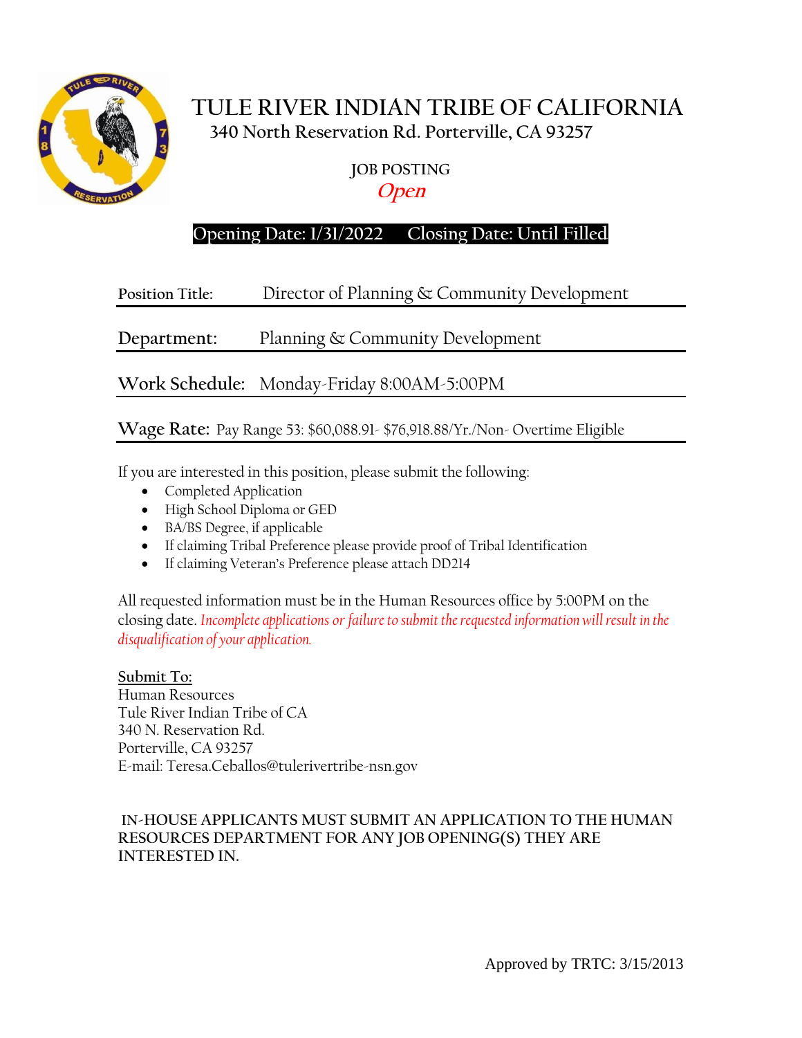# TULE RIVER INDIAN TRIBE OF CALIFORNIA

**340 North Reservation Rd. Porterville, CA 93257**

**JOB POSTING**

***Open***

**Opening Date: 1/31/2022 Closing Date: Until Filled**

**Position Title:** Director of Planning & Community Development

**Department:** Planning & Community Development

**Work Schedule:** Monday-Friday 8:00AM-5:00PM

**Wage Rate:** Pay Range 53: $60,088.91- $76,918.88/Yr./Non- Overtime Eligible

If you are interested in this position, please submit the following:

- Completed Application
- High School Diploma or GED
- BA/BS Degree, if applicable
- If claiming Tribal Preference please provide proof of Tribal Identification
- If claiming Veteran's Preference please attach DD214

All requested information must be in the Human Resources office by 5:00PM on the closing date. *Incomplete applications or failure to submit the requested information will result in the disqualification of your application.*

**Submit To:**
Human Resources
Tule River Indian Tribe of CA
340 N. Reservation Rd.
Porterville, CA 93257
E-mail: Teresa.Ceballos@tulerivertribe-nsn.gov

**IN-HOUSE APPLICANTS MUST SUBMIT AN APPLICATION TO THE HUMAN RESOURCES DEPARTMENT FOR ANY JOB OPENING(S) THEY ARE INTERESTED IN.**

Approved by TRTC: 3/15/2013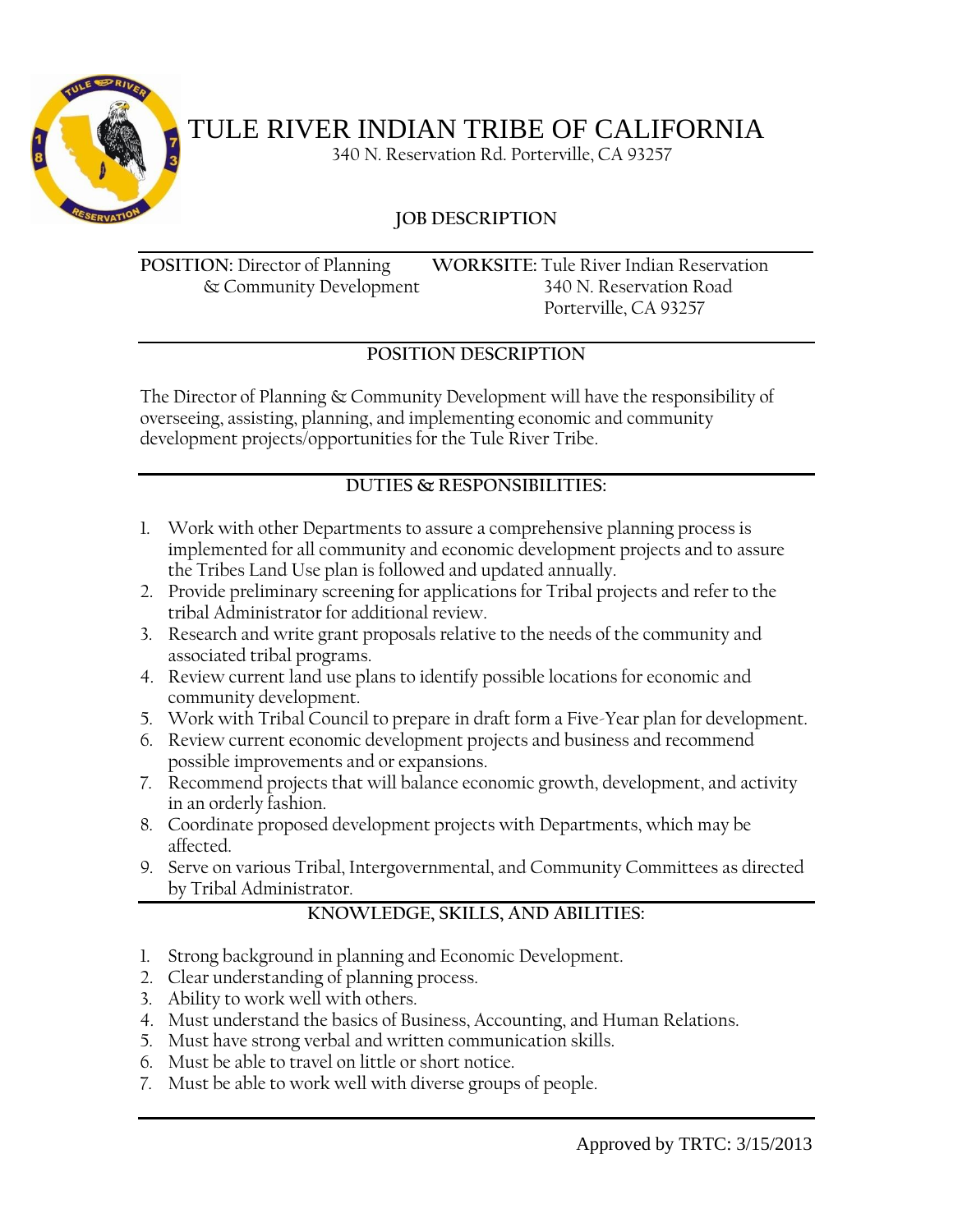# TULE RIVER INDIAN TRIBE OF CALIFORNIA

340 N. Reservation Rd. Porterville, CA 93257

## JOB DESCRIPTION

**POSITION:** Director of Planning & Community Development

**WORKSITE:** Tule River Indian Reservation
340 N. Reservation Road
Porterville, CA 93257

## POSITION DESCRIPTION

The Director of Planning & Community Development will have the responsibility of overseeing, assisting, planning, and implementing economic and community development projects/opportunities for the Tule River Tribe.

## DUTIES & RESPONSIBILITIES:

1. Work with other Departments to assure a comprehensive planning process is implemented for all community and economic development projects and to assure the Tribes Land Use plan is followed and updated annually.
2. Provide preliminary screening for applications for Tribal projects and refer to the tribal Administrator for additional review.
3. Research and write grant proposals relative to the needs of the community and associated tribal programs.
4. Review current land use plans to identify possible locations for economic and community development.
5. Work with Tribal Council to prepare in draft form a Five-Year plan for development.
6. Review current economic development projects and business and recommend possible improvements and or expansions.
7. Recommend projects that will balance economic growth, development, and activity in an orderly fashion.
8. Coordinate proposed development projects with Departments, which may be affected.
9. Serve on various Tribal, Intergovernmental, and Community Committees as directed by Tribal Administrator.

## KNOWLEDGE, SKILLS, AND ABILITIES:

1. Strong background in planning and Economic Development.
2. Clear understanding of planning process.
3. Ability to work well with others.
4. Must understand the basics of Business, Accounting, and Human Relations.
5. Must have strong verbal and written communication skills.
6. Must be able to travel on little or short notice.
7. Must be able to work well with diverse groups of people.

Approved by TRTC: 3/15/2013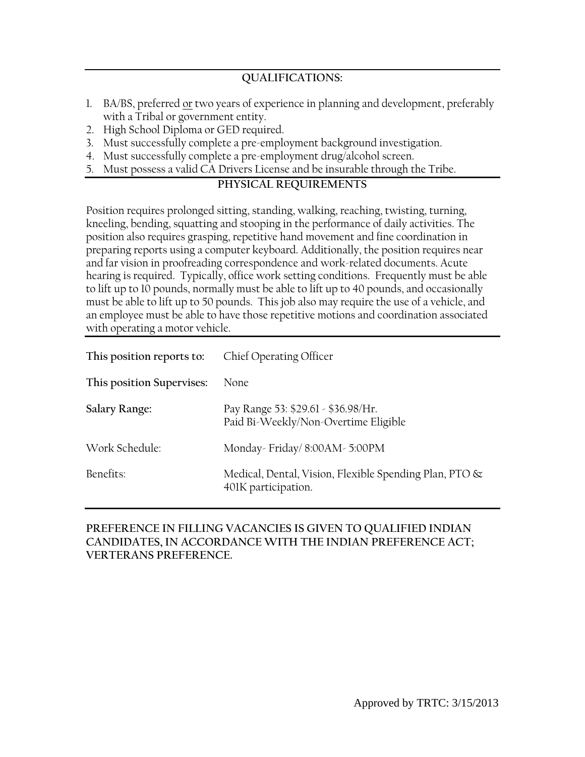## QUALIFICATIONS:

1. BA/BS, preferred <u>or</u> two years of experience in planning and development, preferably with a Tribal or government entity.
2. High School Diploma or GED required.
3. Must successfully complete a pre-employment background investigation.
4. Must successfully complete a pre-employment drug/alcohol screen.
5. Must possess a valid CA Drivers License and be insurable through the Tribe.

## PHYSICAL REQUIREMENTS

Position requires prolonged sitting, standing, walking, reaching, twisting, turning, kneeling, bending, squatting and stooping in the performance of daily activities. The position also requires grasping, repetitive hand movement and fine coordination in preparing reports using a computer keyboard. Additionally, the position requires near and far vision in proofreading correspondence and work-related documents. Acute hearing is required. Typically, office work setting conditions. Frequently must be able to lift up to 10 pounds, normally must be able to lift up to 40 pounds, and occasionally must be able to lift up to 50 pounds. This job also may require the use of a vehicle, and an employee must be able to have those repetitive motions and coordination associated with operating a motor vehicle.

| | |
|---|---|
| **This position reports to:** | Chief Operating Officer |
| **This position Supervises:** | None |
| **Salary Range:** | Pay Range 53: $29.61 - $36.98/Hr.<br>Paid Bi-Weekly/Non-Overtime Eligible |
| Work Schedule: | Monday- Friday/ 8:00AM- 5:00PM |
| Benefits: | Medical, Dental, Vision, Flexible Spending Plan, PTO & 401K participation. |

**PREFERENCE IN FILLING VACANCIES IS GIVEN TO QUALIFIED INDIAN CANDIDATES, IN ACCORDANCE WITH THE INDIAN PREFERENCE ACT; VERTERANS PREFERENCE.**

Approved by TRTC: 3/15/2013